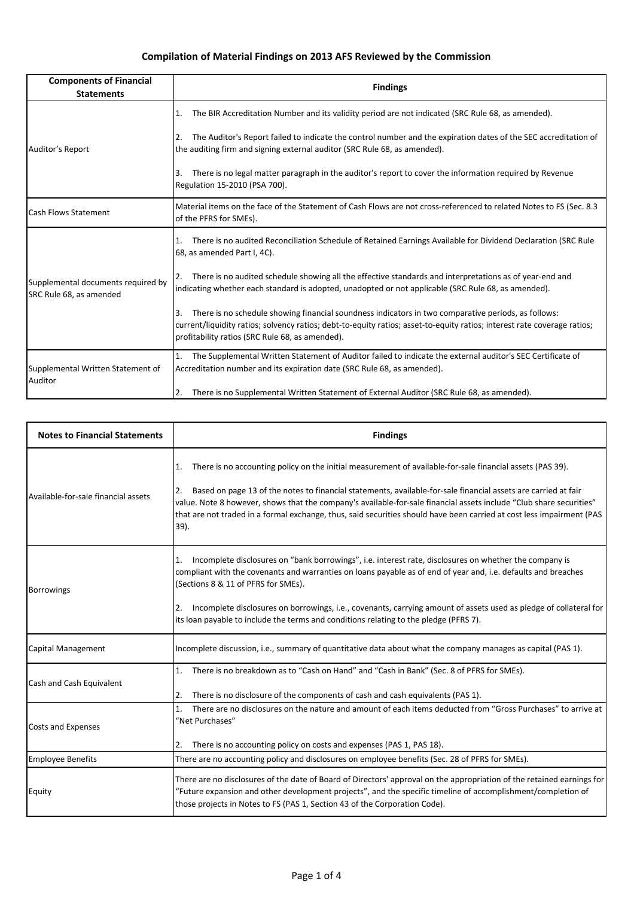# Compilation of Material Findings on 2013 AFS Reviewed by the Commission

| Components of Financial Statements | Findings |
|---|---|
| Auditor's Report | 1. The BIR Accreditation Number and its validity period are not indicated (SRC Rule 68, as amended).<br><br>2. The Auditor's Report failed to indicate the control number and the expiration dates of the SEC accreditation of the auditing firm and signing external auditor (SRC Rule 68, as amended).<br><br>3. There is no legal matter paragraph in the auditor's report to cover the information required by Revenue Regulation 15-2010 (PSA 700). |
| Cash Flows Statement | Material items on the face of the Statement of Cash Flows are not cross-referenced to related Notes to FS (Sec. 8.3 of the PFRS for SMEs). |
| Supplemental documents required by SRC Rule 68, as amended | 1. There is no audited Reconciliation Schedule of Retained Earnings Available for Dividend Declaration (SRC Rule 68, as amended Part I, 4C).<br><br>2. There is no audited schedule showing all the effective standards and interpretations as of year-end and indicating whether each standard is adopted, unadopted or not applicable (SRC Rule 68, as amended).<br><br>3. There is no schedule showing financial soundness indicators in two comparative periods, as follows: current/liquidity ratios; solvency ratios; debt-to-equity ratios; asset-to-equity ratios; interest rate coverage ratios; profitability ratios (SRC Rule 68, as amended). |
| Supplemental Written Statement of Auditor | 1. The Supplemental Written Statement of Auditor failed to indicate the external auditor's SEC Certificate of Accreditation number and its expiration date (SRC Rule 68, as amended).<br><br>2. There is no Supplemental Written Statement of External Auditor (SRC Rule 68, as amended). |

| Notes to Financial Statements | Findings |
|---|---|
| Available-for-sale financial assets | 1. There is no accounting policy on the initial measurement of available-for-sale financial assets (PAS 39).<br><br>2. Based on page 13 of the notes to financial statements, available-for-sale financial assets are carried at fair value. Note 8 however, shows that the company's available-for-sale financial assets include "Club share securities" that are not traded in a formal exchange, thus, said securities should have been carried at cost less impairment (PAS 39). |
| Borrowings | 1. Incomplete disclosures on "bank borrowings", i.e. interest rate, disclosures on whether the company is compliant with the covenants and warranties on loans payable as of end of year and, i.e. defaults and breaches (Sections 8 & 11 of PFRS for SMEs).<br><br>2. Incomplete disclosures on borrowings, i.e., covenants, carrying amount of assets used as pledge of collateral for its loan payable to include the terms and conditions relating to the pledge (PFRS 7). |
| Capital Management | Incomplete discussion, i.e., summary of quantitative data about what the company manages as capital (PAS 1). |
| Cash and Cash Equivalent | 1. There is no breakdown as to "Cash on Hand" and "Cash in Bank" (Sec. 8 of PFRS for SMEs).<br><br>2. There is no disclosure of the components of cash and cash equivalents (PAS 1). |
| Costs and Expenses | 1. There are no disclosures on the nature and amount of each items deducted from "Gross Purchases" to arrive at "Net Purchases"<br><br>2. There is no accounting policy on costs and expenses (PAS 1, PAS 18). |
| Employee Benefits | There are no accounting policy and disclosures on employee benefits (Sec. 28 of PFRS for SMEs). |
| Equity | There are no disclosures of the date of Board of Directors' approval on the appropriation of the retained earnings for "Future expansion and other development projects", and the specific timeline of accomplishment/completion of those projects in Notes to FS (PAS 1, Section 43 of the Corporation Code). |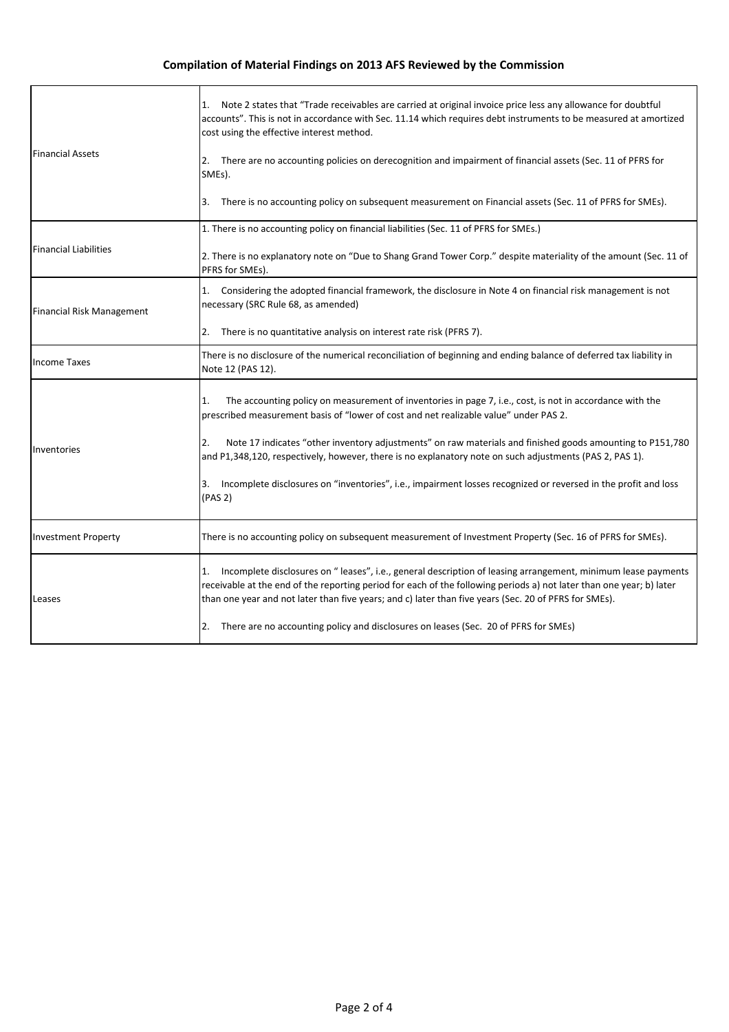## Compilation of Material Findings on 2013 AFS Reviewed by the Commission

| | |
|---|---|
| Financial Assets | 1. Note 2 states that "Trade receivables are carried at original invoice price less any allowance for doubtful accounts". This is not in accordance with Sec. 11.14 which requires debt instruments to be measured at amortized cost using the effective interest method.<br><br>2. There are no accounting policies on derecognition and impairment of financial assets (Sec. 11 of PFRS for SMEs).<br><br>3. There is no accounting policy on subsequent measurement on Financial assets (Sec. 11 of PFRS for SMEs). |
| Financial Liabilities | 1. There is no accounting policy on financial liabilities (Sec. 11 of PFRS for SMEs.)<br><br>2. There is no explanatory note on "Due to Shang Grand Tower Corp." despite materiality of the amount (Sec. 11 of PFRS for SMEs). |
| Financial Risk Management | 1. Considering the adopted financial framework, the disclosure in Note 4 on financial risk management is not necessary (SRC Rule 68, as amended)<br><br>2. There is no quantitative analysis on interest rate risk (PFRS 7). |
| Income Taxes | There is no disclosure of the numerical reconciliation of beginning and ending balance of deferred tax liability in Note 12 (PAS 12). |
| Inventories | 1. The accounting policy on measurement of inventories in page 7, i.e., cost, is not in accordance with the prescribed measurement basis of "lower of cost and net realizable value" under PAS 2.<br><br>2. Note 17 indicates "other inventory adjustments" on raw materials and finished goods amounting to P151,780 and P1,348,120, respectively, however, there is no explanatory note on such adjustments (PAS 2, PAS 1).<br><br>3. Incomplete disclosures on "inventories", i.e., impairment losses recognized or reversed in the profit and loss (PAS 2) |
| Investment Property | There is no accounting policy on subsequent measurement of Investment Property (Sec. 16 of PFRS for SMEs). |
| Leases | 1. Incomplete disclosures on " leases", i.e., general description of leasing arrangement, minimum lease payments receivable at the end of the reporting period for each of the following periods a) not later than one year; b) later than one year and not later than five years; and c) later than five years (Sec. 20 of PFRS for SMEs).<br><br>2. There are no accounting policy and disclosures on leases (Sec. 20 of PFRS for SMEs) |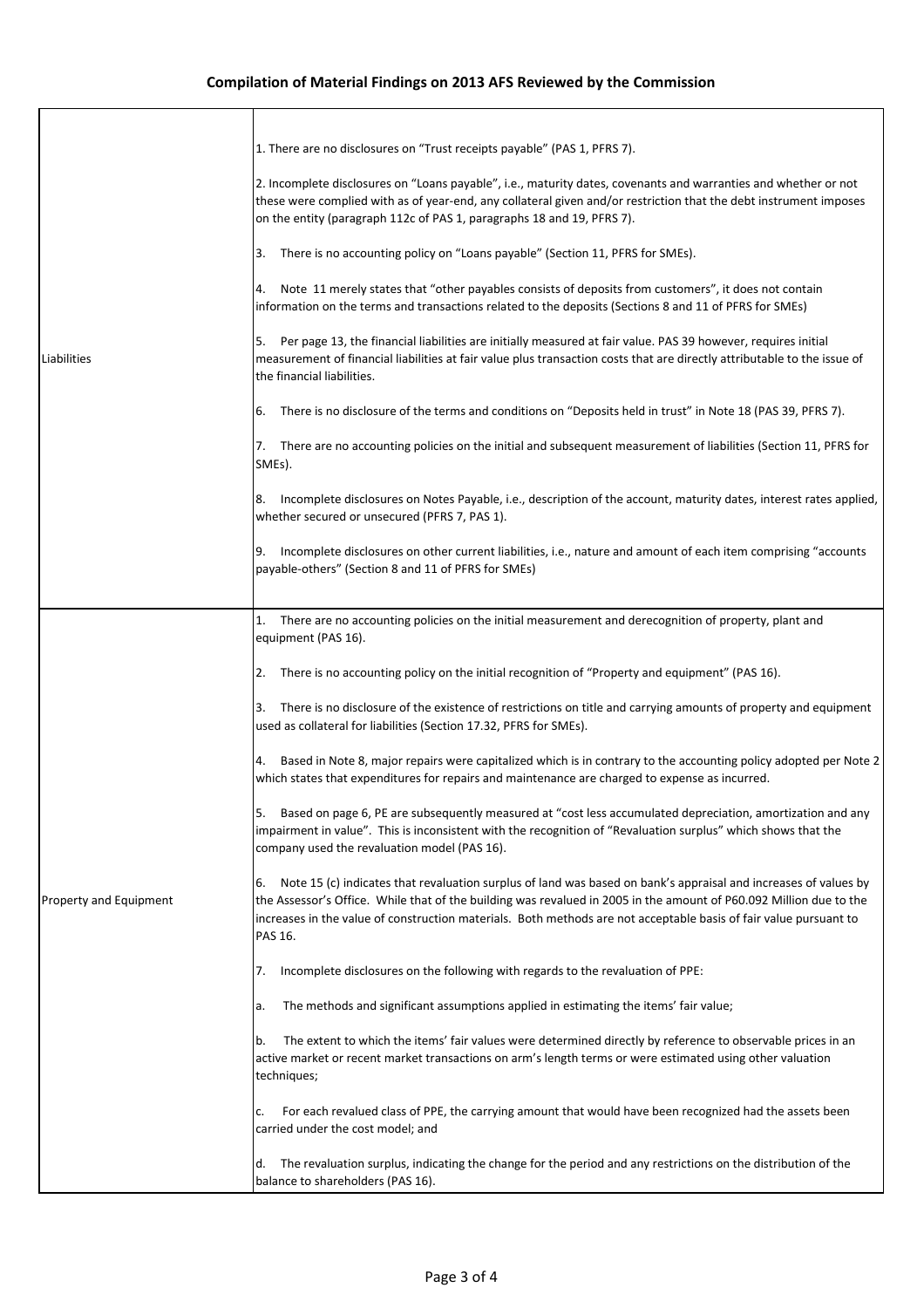## Compilation of Material Findings on 2013 AFS Reviewed by the Commission

| | |
|---|---|
| Liabilities | 1. There are no disclosures on "Trust receipts payable" (PAS 1, PFRS 7).<br><br>2. Incomplete disclosures on "Loans payable", i.e., maturity dates, covenants and warranties and whether or not these were complied with as of year-end, any collateral given and/or restriction that the debt instrument imposes on the entity (paragraph 112c of PAS 1, paragraphs 18 and 19, PFRS 7).<br><br>3. There is no accounting policy on "Loans payable" (Section 11, PFRS for SMEs).<br><br>4. Note 11 merely states that "other payables consists of deposits from customers", it does not contain information on the terms and transactions related to the deposits (Sections 8 and 11 of PFRS for SMEs)<br><br>5. Per page 13, the financial liabilities are initially measured at fair value. PAS 39 however, requires initial measurement of financial liabilities at fair value plus transaction costs that are directly attributable to the issue of the financial liabilities.<br><br>6. There is no disclosure of the terms and conditions on "Deposits held in trust" in Note 18 (PAS 39, PFRS 7).<br><br>7. There are no accounting policies on the initial and subsequent measurement of liabilities (Section 11, PFRS for SMEs).<br><br>8. Incomplete disclosures on Notes Payable, i.e., description of the account, maturity dates, interest rates applied, whether secured or unsecured (PFRS 7, PAS 1).<br><br>9. Incomplete disclosures on other current liabilities, i.e., nature and amount of each item comprising "accounts payable-others" (Section 8 and 11 of PFRS for SMEs) |
| Property and Equipment | 1. There are no accounting policies on the initial measurement and derecognition of property, plant and equipment (PAS 16).<br><br>2. There is no accounting policy on the initial recognition of "Property and equipment" (PAS 16).<br><br>3. There is no disclosure of the existence of restrictions on title and carrying amounts of property and equipment used as collateral for liabilities (Section 17.32, PFRS for SMEs).<br><br>4. Based in Note 8, major repairs were capitalized which is in contrary to the accounting policy adopted per Note 2 which states that expenditures for repairs and maintenance are charged to expense as incurred.<br><br>5. Based on page 6, PE are subsequently measured at "cost less accumulated depreciation, amortization and any impairment in value". This is inconsistent with the recognition of "Revaluation surplus" which shows that the company used the revaluation model (PAS 16).<br><br>6. Note 15 (c) indicates that revaluation surplus of land was based on bank's appraisal and increases of values by the Assessor's Office. While that of the building was revalued in 2005 in the amount of P60.092 Million due to the increases in the value of construction materials. Both methods are not acceptable basis of fair value pursuant to PAS 16.<br><br>7. Incomplete disclosures on the following with regards to the revaluation of PPE:<br><br>a. The methods and significant assumptions applied in estimating the items' fair value;<br><br>b. The extent to which the items' fair values were determined directly by reference to observable prices in an active market or recent market transactions on arm's length terms or were estimated using other valuation techniques;<br><br>c. For each revalued class of PPE, the carrying amount that would have been recognized had the assets been carried under the cost model; and<br><br>d. The revaluation surplus, indicating the change for the period and any restrictions on the distribution of the balance to shareholders (PAS 16). |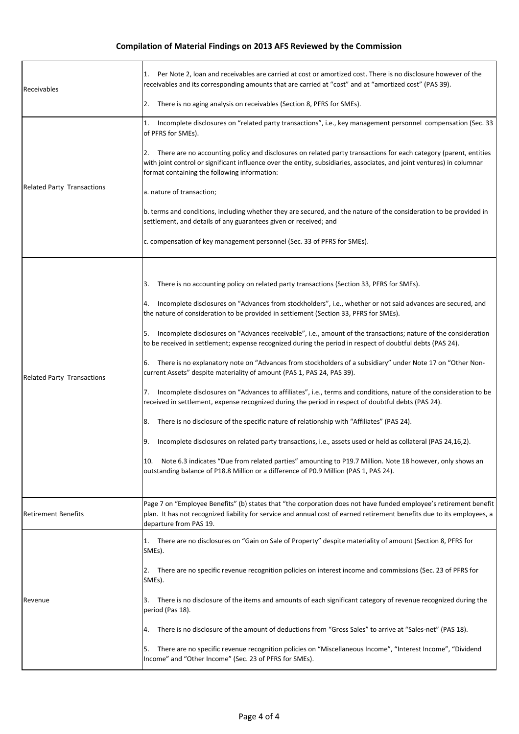## Compilation of Material Findings on 2013 AFS Reviewed by the Commission

| | |
|---|---|
| Receivables | 1. Per Note 2, loan and receivables are carried at cost or amortized cost. There is no disclosure however of the receivables and its corresponding amounts that are carried at "cost" and at "amortized cost" (PAS 39).<br><br>2. There is no aging analysis on receivables (Section 8, PFRS for SMEs). |
| Related Party Transactions | 1. Incomplete disclosures on "related party transactions", i.e., key management personnel compensation (Sec. 33 of PFRS for SMEs).<br><br>2. There are no accounting policy and disclosures on related party transactions for each category (parent, entities with joint control or significant influence over the entity, subsidiaries, associates, and joint ventures) in columnar format containing the following information:<br><br>a. nature of transaction;<br><br>b. terms and conditions, including whether they are secured, and the nature of the consideration to be provided in settlement, and details of any guarantees given or received; and<br><br>c. compensation of key management personnel (Sec. 33 of PFRS for SMEs). |
| Related Party Transactions | 3. There is no accounting policy on related party transactions (Section 33, PFRS for SMEs).<br><br>4. Incomplete disclosures on "Advances from stockholders", i.e., whether or not said advances are secured, and the nature of consideration to be provided in settlement (Section 33, PFRS for SMEs).<br><br>5. Incomplete disclosures on "Advances receivable", i.e., amount of the transactions; nature of the consideration to be received in settlement; expense recognized during the period in respect of doubtful debts (PAS 24).<br><br>6. There is no explanatory note on "Advances from stockholders of a subsidiary" under Note 17 on "Other Non-current Assets" despite materiality of amount (PAS 1, PAS 24, PAS 39).<br><br>7. Incomplete disclosures on "Advances to affiliates", i.e., terms and conditions, nature of the consideration to be received in settlement, expense recognized during the period in respect of doubtful debts (PAS 24).<br><br>8. There is no disclosure of the specific nature of relationship with "Affiliates" (PAS 24).<br><br>9. Incomplete disclosures on related party transactions, i.e., assets used or held as collateral (PAS 24,16,2).<br><br>10. Note 6.3 indicates "Due from related parties" amounting to P19.7 Million. Note 18 however, only shows an outstanding balance of P18.8 Million or a difference of P0.9 Million (PAS 1, PAS 24). |
| Retirement Benefits | Page 7 on "Employee Benefits" (b) states that "the corporation does not have funded employee's retirement benefit plan. It has not recognized liability for service and annual cost of earned retirement benefits due to its employees, a departure from PAS 19. |
| Revenue | 1. There are no disclosures on "Gain on Sale of Property" despite materiality of amount (Section 8, PFRS for SMEs).<br><br>2. There are no specific revenue recognition policies on interest income and commissions (Sec. 23 of PFRS for SMEs).<br><br>3. There is no disclosure of the items and amounts of each significant category of revenue recognized during the period (Pas 18).<br><br>4. There is no disclosure of the amount of deductions from "Gross Sales" to arrive at "Sales-net" (PAS 18).<br><br>5. There are no specific revenue recognition policies on "Miscellaneous Income", "Interest Income", "Dividend Income" and "Other Income" (Sec. 23 of PFRS for SMEs). |